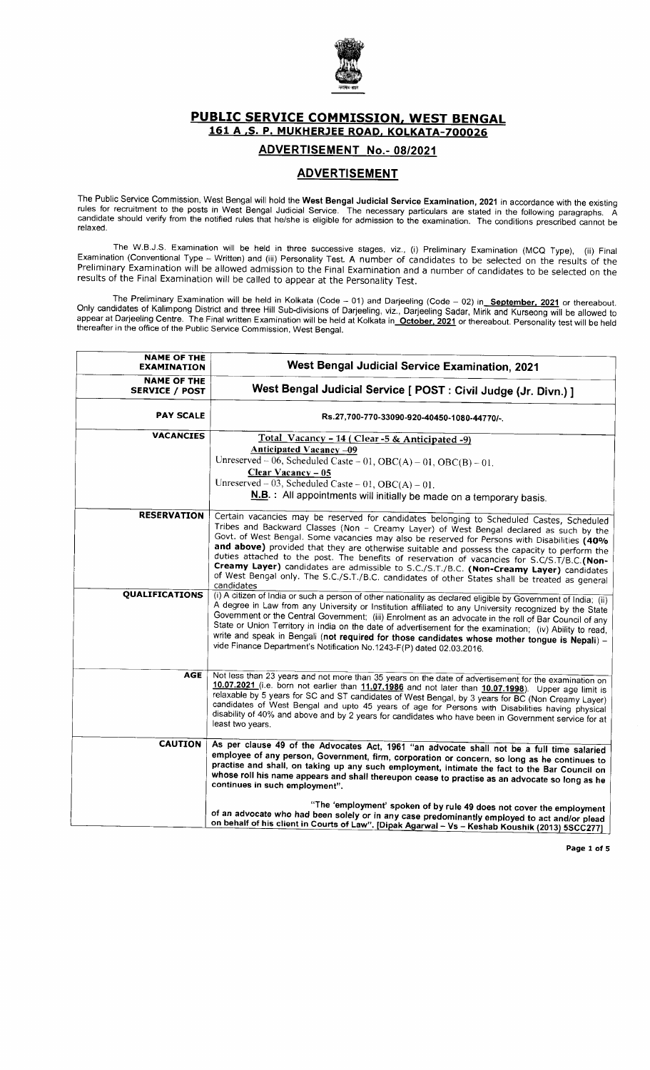# PUBLIC SERVICE COMMISSION, WEST BENGAL

## 161 A ,S. P. MUKHERJEE ROAD, KOLKATA-700026

## ADVERTISEMENT No.- 08/2021

## ADVERTISEMENT

The Public Service Commission, West Bengal will hold the **West Bengal Judicial Service Examination, 2021** in accordance with the existing rules for recruitment to the posts in West Bengal Judicial Service. The necessary particulars are stated in the following paragraphs. A candidate should verify from the notified rules that he/she is eligible for admission to the examination. The conditions prescribed cannot be relaxed.

The W.B.J.S. Examination will be held in three successive stages, viz., (i) Preliminary Examination (MCQ Type), (ii) Final Examination (Conventional Type – Written) and (iii) Personality Test. A number of candidates to be selected on the results of the Preliminary Examination will be allowed admission to the Final Examination and a number of candidates to be selected on the results of the Final Examination will be called to appear at the Personality Test.

The Preliminary Examination will be held in Kolkata (Code – 01) and Darjeeling (Code – 02) in **September, 2021** or thereabout. Only candidates of Kalimpong District and three Hill Sub-divisions of Darjeeling, viz., Darjeeling Sadar, Mirik and Kurseong will be allowed to appear at Darjeeling Centre. The Final written Examination will be held at Kolkata in **October, 2021** or thereabout. Personality test will be held thereafter in the office of the Public Service Commission, West Bengal.

| | |
|---|---|
| **NAME OF THE EXAMINATION** | **West Bengal Judicial Service Examination, 2021** |
| **NAME OF THE SERVICE / POST** | **West Bengal Judicial Service [ POST : Civil Judge (Jr. Divn.) ]** |
| **PAY SCALE** | **Rs.27,700-770-33090-920-40450-1080-44770/-.** |
| **VACANCIES** | **Total Vacancy – 14 ( Clear -5 & Anticipated -9)**<br>**Anticipated Vacancy –09**<br>Unreserved – 06, Scheduled Caste – 01, OBC(A) – 01, OBC(B) – 01.<br>**Clear Vacancy – 05**<br>Unreserved – 03, Scheduled Caste – 01, OBC(A) – 01.<br>**N.B. :** All appointments will initially be made on a temporary basis. |
| **RESERVATION** | Certain vacancies may be reserved for candidates belonging to Scheduled Castes, Scheduled Tribes and Backward Classes (Non – Creamy Layer) of West Bengal declared as such by the Govt. of West Bengal. Some vacancies may also be reserved for Persons with Disabilities **(40% and above)** provided that they are otherwise suitable and possess the capacity to perform the duties attached to the post. The benefits of reservation of vacancies for S.C/S.T/B.C.**(Non-Creamy Layer)** candidates are admissible to S.C./S.T./B.C. **(Non-Creamy Layer)** candidates of West Bengal only. The S.C./S.T./B.C. candidates of other States shall be treated as general candidates |
| **QUALIFICATIONS** | (i) A citizen of India or such a person of other nationality as declared eligible by Government of India; (ii) A degree in Law from any University or Institution affiliated to any University recognized by the State Government or the Central Government; (iii) Enrolment as an advocate in the roll of Bar Council of any State or Union Territory in India on the date of advertisement for the examination; (iv) Ability to read, write and speak in Bengali (**not required for those candidates whose mother tongue is Nepali**) – vide Finance Department's Notification No.1243-F(P) dated 02.03.2016. |
| **AGE** | Not less than 23 years and not more than 35 years on the date of advertisement for the examination on **10.07.2021** (i.e. born not earlier than **11.07.1986** and not later than **10.07.1998**). Upper age limit is relaxable by 5 years for SC and ST candidates of West Bengal, by 3 years for BC (Non Creamy Layer) candidates of West Bengal and upto 45 years of age for Persons with Disabilities having physical disability of 40% and above and by 2 years for candidates who have been in Government service for at least two years. |
| **CAUTION** | **As per clause 49 of the Advocates Act, 1961 "an advocate shall not be a full time salaried employee of any person, Government, firm, corporation or concern, so long as he continues to practise and shall, on taking up any such employment, intimate the fact to the Bar Council on whose roll his name appears and shall thereupon cease to practise as an advocate so long as he continues in such employment".**<br><br>**"The 'employment' spoken of by rule 49 does not cover the employment of an advocate who had been solely or in any case predominantly employed to act and/or plead on behalf of his client in Courts of Law". [Dipak Agarwal – Vs – Keshab Koushik (2013) 5SCC277]** |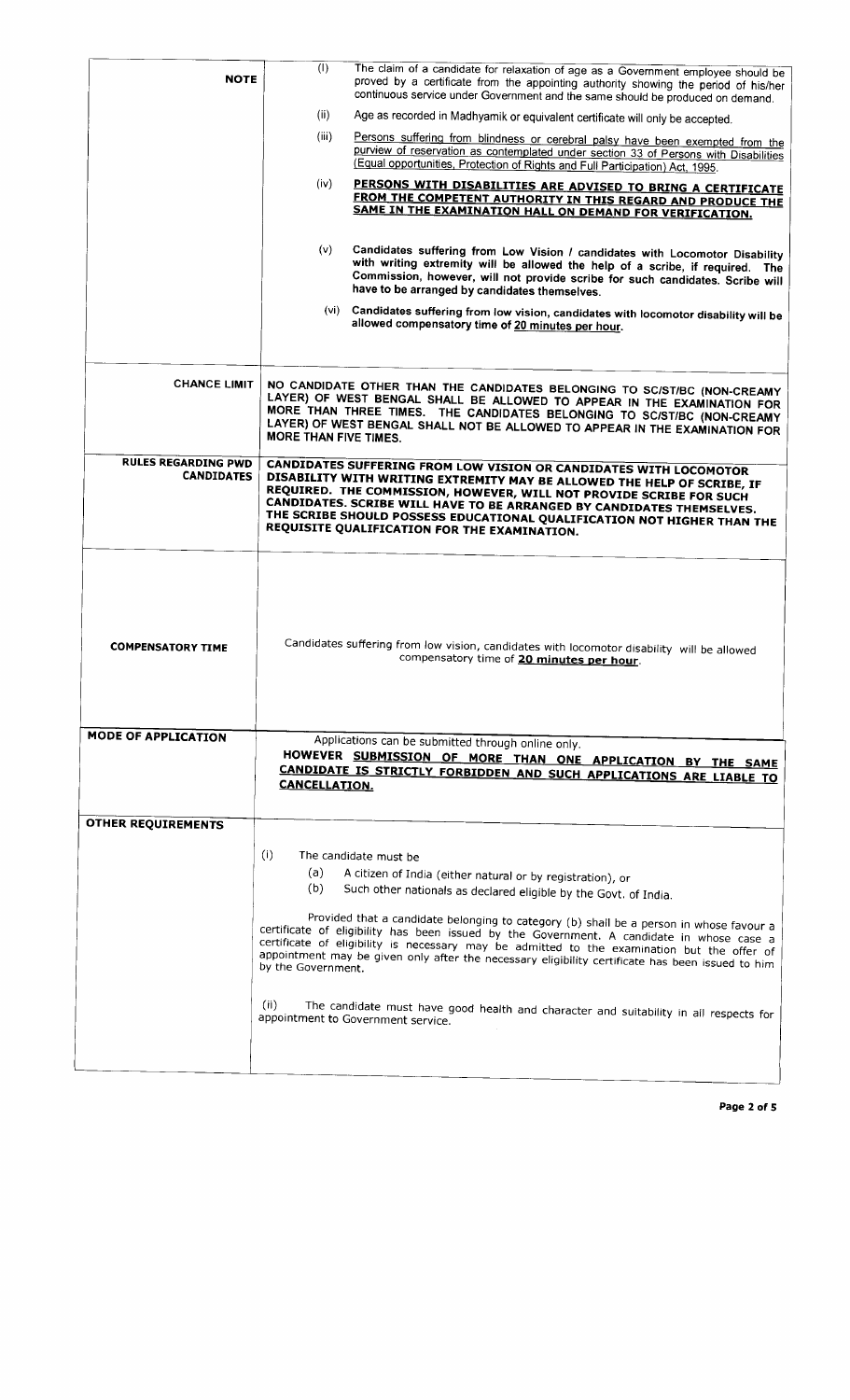| | |
|---|---|
| **NOTE** | (i) The claim of a candidate for relaxation of age as a Government employee should be proved by a certificate from the appointing authority showing the period of his/her continuous service under Government and the same should be produced on demand.<br><br>(ii) Age as recorded in Madhyamik or equivalent certificate will only be accepted.<br><br>(iii) Persons suffering from blindness or cerebral palsy have been exempted from the purview of reservation as contemplated under section 33 of Persons with Disabilities (Equal opportunities, Protection of Rights and Full Participation) Act, 1995.<br><br>(iv) **PERSONS WITH DISABILITIES ARE ADVISED TO BRING A CERTIFICATE FROM THE COMPETENT AUTHORITY IN THIS REGARD AND PRODUCE THE SAME IN THE EXAMINATION HALL ON DEMAND FOR VERIFICATION.**<br><br>(v) **Candidates suffering from Low Vision / candidates with Locomotor Disability with writing extremity will be allowed the help of a scribe, if required. The Commission, however, will not provide scribe for such candidates. Scribe will have to be arranged by candidates themselves.**<br><br>(vi) **Candidates suffering from low vision, candidates with locomotor disability will be allowed compensatory time of 20 minutes per hour.** |
| **CHANCE LIMIT** | **NO CANDIDATE OTHER THAN THE CANDIDATES BELONGING TO SC/ST/BC (NON-CREAMY LAYER) OF WEST BENGAL SHALL BE ALLOWED TO APPEAR IN THE EXAMINATION FOR MORE THAN THREE TIMES. THE CANDIDATES BELONGING TO SC/ST/BC (NON-CREAMY LAYER) OF WEST BENGAL SHALL NOT BE ALLOWED TO APPEAR IN THE EXAMINATION FOR MORE THAN FIVE TIMES.** |
| **RULES REGARDING PWD CANDIDATES** | **CANDIDATES SUFFERING FROM LOW VISION OR CANDIDATES WITH LOCOMOTOR DISABILITY WITH WRITING EXTREMITY MAY BE ALLOWED THE HELP OF SCRIBE, IF REQUIRED. THE COMMISSION, HOWEVER, WILL NOT PROVIDE SCRIBE FOR SUCH CANDIDATES. SCRIBE WILL HAVE TO BE ARRANGED BY CANDIDATES THEMSELVES. THE SCRIBE SHOULD POSSESS EDUCATIONAL QUALIFICATION NOT HIGHER THAN THE REQUISITE QUALIFICATION FOR THE EXAMINATION.** |
| **COMPENSATORY TIME** | Candidates suffering from low vision, candidates with locomotor disability will be allowed compensatory time of **20 minutes per hour**. |
| **MODE OF APPLICATION** | Applications can be submitted through online only.<br>**HOWEVER SUBMISSION OF MORE THAN ONE APPLICATION BY THE SAME CANDIDATE IS STRICTLY FORBIDDEN AND SUCH APPLICATIONS ARE LIABLE TO CANCELLATION.** |
| **OTHER REQUIREMENTS** | (i) The candidate must be<br>(a) A citizen of India (either natural or by registration), or<br>(b) Such other nationals as declared eligible by the Govt. of India.<br><br>Provided that a candidate belonging to category (b) shall be a person in whose favour a certificate of eligibility has been issued by the Government. A candidate in whose case a certificate of eligibility is necessary may be admitted to the examination but the offer of appointment may be given only after the necessary eligibility certificate has been issued to him by the Government.<br><br>(ii) The candidate must have good health and character and suitability in all respects for appointment to Government service. |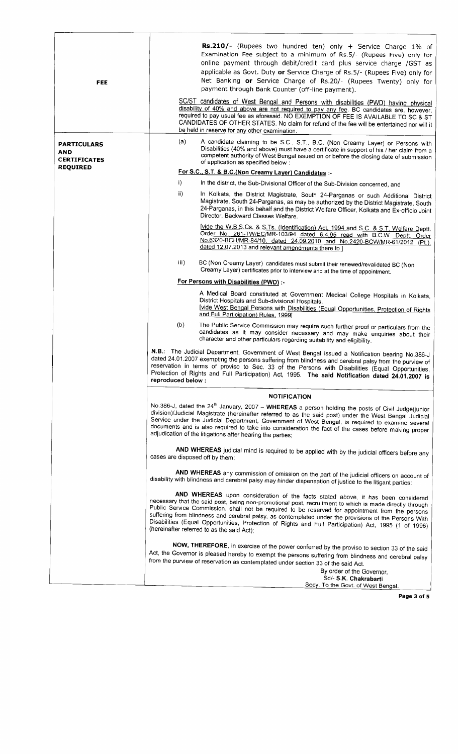| | |
|---|---|
| **FEE** | **Rs.210/-** (Rupees two hundred ten) only **+** Service Charge 1% of Examination Fee subject to a minimum of Rs.5/- (Rupees Five) only for online payment through debit/credit card plus service charge /GST as applicable as Govt. Duty **or** Service Charge of Rs.5/- (Rupees Five) only for Net Banking **or** Service Charge of Rs.20/- (Rupees Twenty) only for payment through Bank Counter (off-line payment).<br><br><u>SC/ST candidates of West Bengal and Persons with disabilities (PWD) having physical disability of 40% and above are not required to pay any fee.</u> BC candidates are, however, required to pay usual fee as aforesaid. NO EXEMPTION OF FEE IS AVAILABLE TO SC & ST CANDIDATES OF OTHER STATES. No claim for refund of the fee will be entertained nor will it be held in reserve for any other examination. |
| **PARTICULARS AND CERTIFICATES REQUIRED** | (a) A candidate claiming to be S.C., S.T., B.C. (Non Creamy Layer) or Persons with Disabilities (40% and above) must have a certificate in support of his / her claim from a competent authority of West Bengal issued on or before the closing date of submission of application as specified below :<br><br>**<u>For S.C., S.T. & B.C.(Non Creamy Layer) Candidates :-</u>**<br><br>i) In the district, the Sub-Divisional Officer of the Sub-Division concerned, and<br><br>ii) In Kolkata, the District Magistrate, South 24-Parganas or such Additional District Magistrate, South 24-Parganas, as may be authorized by the District Magistrate, South 24-Parganas, in this behalf and the District Welfare Officer, Kolkata and Ex-officio Joint Director, Backward Classes Welfare.<br><br><u>[vide the W.B.S.Cs. & S.Ts. (Identification) Act, 1994 and S.C. & S.T. Welfare Deptt. Order No. 261-TW/EC/MR-103/94 dated 6.4.95 read with B.C.W. Deptt. Order No.6320-BCH/MR-84/10, dated 24.09.2010 and No.2420-BCW/MR-61/2012 (Pt.), dated 12.07.2013 and relevant amendments there to ]</u><br><br>iii) BC (Non Creamy Layer) candidates must submit their renewed/revalidated BC (Non Creamy Layer) certificates prior to interview and at the time of appointment.<br><br>**<u>For Persons with Disabilities (PWD) :-</u>**<br><br>A Medical Board constituted at Government Medical College Hospitals in Kolkata, District Hospitals and Sub-divisional Hospitals.<br><u>[vide West Bengal Persons with Disabilities (Equal Opportunities, Protection of Rights and Full Participation) Rules, 1999]</u><br><br>(b) The Public Service Commission may require such further proof or particulars from the candidates as it may consider necessary and may make enquiries about their character and other particulars regarding suitability and eligibility.<br><br>**N.B.:** The Judicial Department, Government of West Bengal issued a Notification bearing No.386-J dated 24.01.2007 exempting the persons suffering from blindness and cerebral palsy from the purview of reservation in terms of proviso to Sec. 33 of the Persons with Disabilities (Equal Opportunities, Protection of Rights and Full Participation) Act, 1995. **The said Notification dated 24.01.2007 is reproduced below :** |
| | **NOTIFICATION**<br><br>No.386-J, dated the 24th January, 2007 – **WHEREAS** a person holding the posts of Civil Judge(junior division)/Judicial Magistrate (hereinafter referred to as the said post) under the West Bengal Judicial Service under the Judicial Department, Government of West Bengal, is required to examine several documents and is also required to take into consideration the fact of the cases before making proper adjudication of the litigations after hearing the parties;<br><br>**AND WHEREAS** judicial mind is required to be applied with by the judicial officers before any cases are disposed off by them;<br><br>**AND WHEREAS** any commission of omission on the part of the judicial officers on account of disability with blindness and cerebral palsy may hinder dispensation of justice to the litigant parties;<br><br>**AND WHEREAS** upon consideration of the facts stated above, it has been considered necessary that the said post, being non-promotional post, recruitment to which is made directly through Public Service Commission, shall not be required to be reserved for appointment from the persons suffering from blindness and cerebral palsy, as contemplated under the provisions of the Persons With Disabilities (Equal Opportunities, Protection of Rights and Full Participation) Act, 1995 (1 of 1996) (hereinafter referred to as the said Act);<br><br>**NOW, THEREFORE,** in exercise of the power conferred by the proviso to section 33 of the said Act, the Governor is pleased hereby to exempt the persons suffering from blindness and cerebral palsy from the purview of reservation as contemplated under section 33 of the said Act.<br><br>By order of the Governor,<br>Sd/- **S.K. Chakrabarti**<br>Secy. To the Govt. of West Bengal. |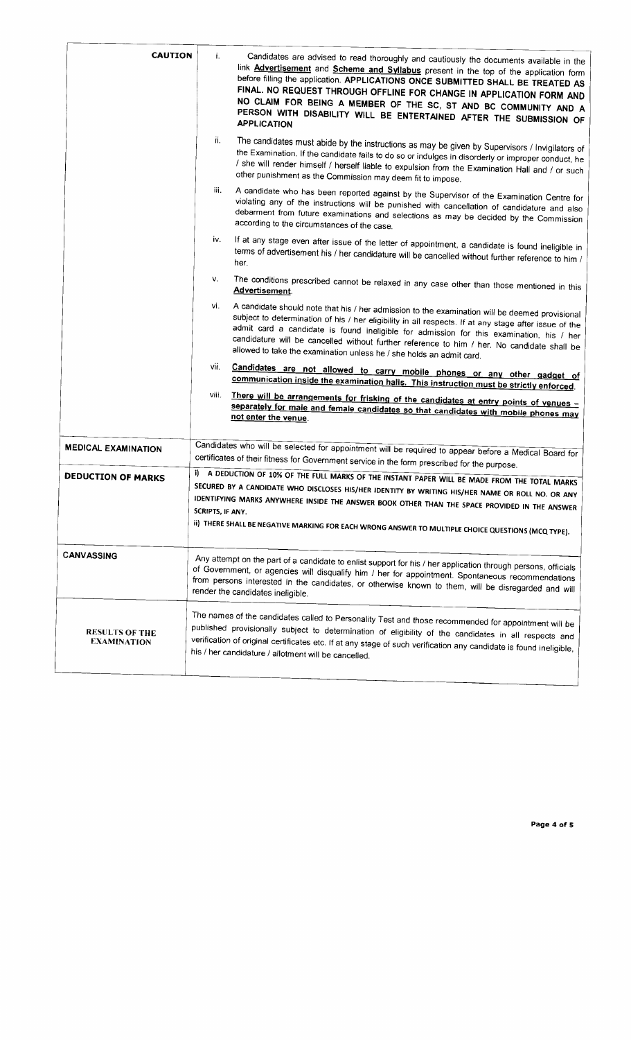| | |
|---|---|
| **CAUTION** | i. Candidates are advised to read thoroughly and cautiously the documents available in the link **Advertisement** and **Scheme and Syllabus** present in the top of the application form before filling the application. **APPLICATIONS ONCE SUBMITTED SHALL BE TREATED AS FINAL. NO REQUEST THROUGH OFFLINE FOR CHANGE IN APPLICATION FORM AND NO CLAIM FOR BEING A MEMBER OF THE SC, ST AND BC COMMUNITY AND A PERSON WITH DISABILITY WILL BE ENTERTAINED AFTER THE SUBMISSION OF APPLICATION**<br><br>ii. The candidates must abide by the instructions as may be given by Supervisors / Invigilators of the Examination. If the candidate fails to do so or indulges in disorderly or improper conduct, he / she will render himself / herself liable to expulsion from the Examination Hall and / or such other punishment as the Commission may deem fit to impose.<br><br>iii. A candidate who has been reported against by the Supervisor of the Examination Centre for violating any of the instructions will be punished with cancellation of candidature and also debarment from future examinations and selections as may be decided by the Commission according to the circumstances of the case.<br><br>iv. If at any stage even after issue of the letter of appointment, a candidate is found ineligible in terms of advertisement his / her candidature will be cancelled without further reference to him / her.<br><br>v. The conditions prescribed cannot be relaxed in any case other than those mentioned in this **Advertisement**.<br><br>vi. A candidate should note that his / her admission to the examination will be deemed provisional subject to determination of his / her eligibility in all respects. If at any stage after issue of the admit card a candidate is found ineligible for admission for this examination, his / her candidature will be cancelled without further reference to him / her. No candidate shall be allowed to take the examination unless he / she holds an admit card.<br><br>vii. **Candidates are not allowed to carry mobile phones or any other gadget of communication inside the examination halls. This instruction must be strictly enforced.**<br><br>viii. **There will be arrangements for frisking of the candidates at entry points of venues – separately for male and female candidates so that candidates with mobile phones may not enter the venue.** |
| **MEDICAL EXAMINATION** | Candidates who will be selected for appointment will be required to appear before a Medical Board for certificates of their fitness for Government service in the form prescribed for the purpose. |
| **DEDUCTION OF MARKS** | i) A DEDUCTION OF 10% OF THE FULL MARKS OF THE INSTANT PAPER WILL BE MADE FROM THE TOTAL MARKS SECURED BY A CANDIDATE WHO DISCLOSES HIS/HER IDENTITY BY WRITING HIS/HER NAME OR ROLL NO. OR ANY IDENTIFYING MARKS ANYWHERE INSIDE THE ANSWER BOOK OTHER THAN THE SPACE PROVIDED IN THE ANSWER SCRIPTS, IF ANY.<br><br>ii) THERE SHALL BE NEGATIVE MARKING FOR EACH WRONG ANSWER TO MULTIPLE CHOICE QUESTIONS (MCQ TYPE). |
| **CANVASSING** | Any attempt on the part of a candidate to enlist support for his / her application through persons, officials of Government, or agencies will disqualify him / her for appointment. Spontaneous recommendations from persons interested in the candidates, or otherwise known to them, will be disregarded and will render the candidates ineligible. |
| **RESULTS OF THE EXAMINATION** | The names of the candidates called to Personality Test and those recommended for appointment will be published provisionally subject to determination of eligibility of the candidates in all respects and verification of original certificates etc. If at any stage of such verification any candidate is found ineligible, his / her candidature / allotment will be cancelled. |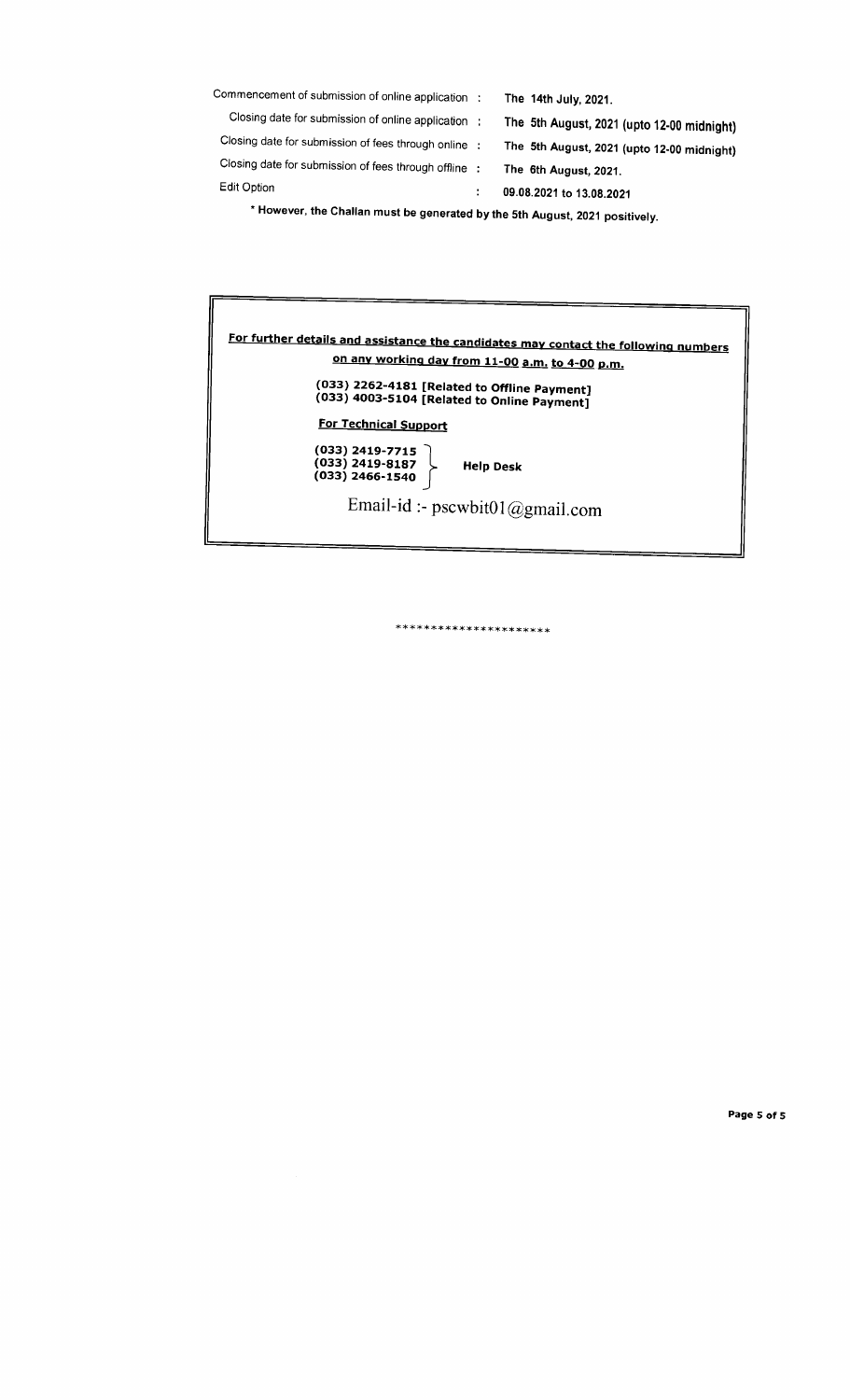| | | |
|---|---|---|
| Commencement of submission of online application | : | **The 14th July, 2021.** |
| Closing date for submission of online application | : | **The 5th August, 2021 (upto 12-00 midnight)** |
| Closing date for submission of fees through online | : | **The 5th August, 2021 (upto 12-00 midnight)** |
| Closing date for submission of fees through offline | : | **The 6th August, 2021.** |
| Edit Option | : | **09.08.2021 to 13.08.2021** |

**\* However, the Challan must be generated by the 5th August, 2021 positively.**

---

**<u>For further details and assistance the candidates may contact the following numbers on any working day from 11-00 a.m. to 4-00 p.m.</u>**

**(033) 2262-4181 [Related to Offline Payment]**
**(033) 4003-5104 [Related to Online Payment]**

**<u>For Technical Support</u>**

**(033) 2419-7715**
**(033) 2419-8187**
**(033) 2466-1540**
} **Help Desk**

Email-id :- pscwbit01@gmail.com

---

*********************